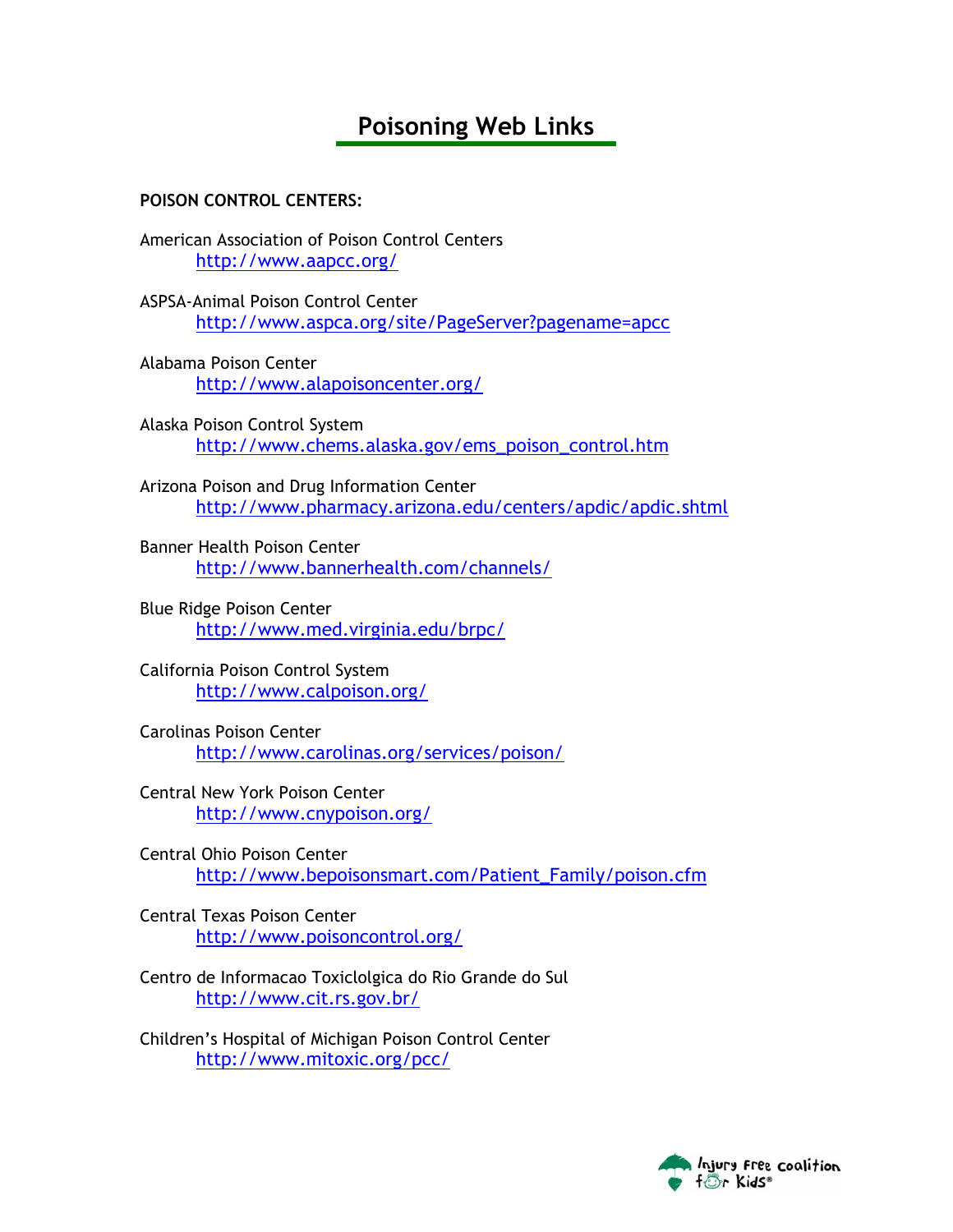# Poisoning Web Links

**POISON CONTROL CENTERS:**

American Association of Poison Control Centers
http://www.aapcc.org/

ASPSA-Animal Poison Control Center
http://www.aspca.org/site/PageServer?pagename=apcc

Alabama Poison Center
http://www.alapoisoncenter.org/

Alaska Poison Control System
http://www.chems.alaska.gov/ems_poison_control.htm

Arizona Poison and Drug Information Center
http://www.pharmacy.arizona.edu/centers/apdic/apdic.shtml

Banner Health Poison Center
http://www.bannerhealth.com/channels/

Blue Ridge Poison Center
http://www.med.virginia.edu/brpc/

California Poison Control System
http://www.calpoison.org/

Carolinas Poison Center
http://www.carolinas.org/services/poison/

Central New York Poison Center
http://www.cnypoison.org/

Central Ohio Poison Center
http://www.bepoisonsmart.com/Patient_Family/poison.cfm

Central Texas Poison Center
http://www.poisoncontrol.org/

Centro de Informacao Toxiclolgica do Rio Grande do Sul
http://www.cit.rs.gov.br/

Children's Hospital of Michigan Poison Control Center
http://www.mitoxic.org/pcc/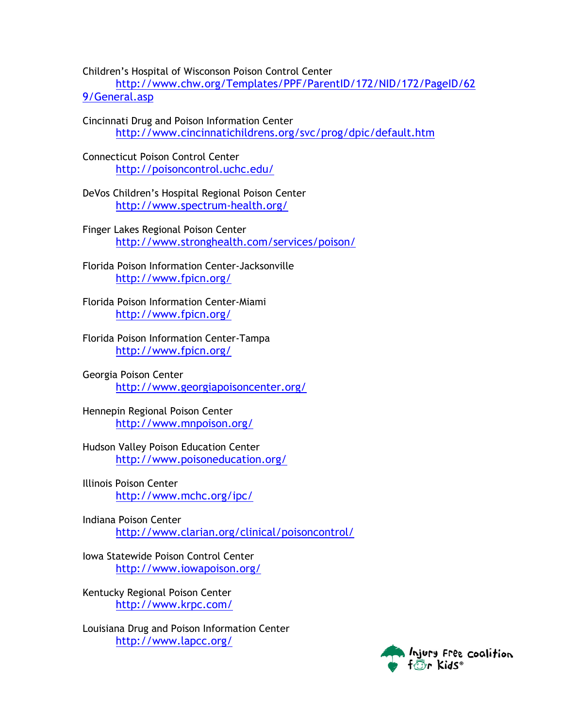Children's Hospital of Wisconson Poison Control Center
http://www.chw.org/Templates/PPF/ParentID/172/NID/172/PageID/629/General.asp

Cincinnati Drug and Poison Information Center
http://www.cincinnatichildrens.org/svc/prog/dpic/default.htm

Connecticut Poison Control Center
http://poisoncontrol.uchc.edu/

DeVos Children's Hospital Regional Poison Center
http://www.spectrum-health.org/

Finger Lakes Regional Poison Center
http://www.stronghealth.com/services/poison/

Florida Poison Information Center-Jacksonville
http://www.fpicn.org/

Florida Poison Information Center-Miami
http://www.fpicn.org/

Florida Poison Information Center-Tampa
http://www.fpicn.org/

Georgia Poison Center
http://www.georgiapoisoncenter.org/

Hennepin Regional Poison Center
http://www.mnpoison.org/

Hudson Valley Poison Education Center
http://www.poisoneducation.org/

Illinois Poison Center
http://www.mchc.org/ipc/

Indiana Poison Center
http://www.clarian.org/clinical/poisoncontrol/

Iowa Statewide Poison Control Center
http://www.iowapoison.org/

Kentucky Regional Poison Center
http://www.krpc.com/

Louisiana Drug and Poison Information Center
http://www.lapcc.org/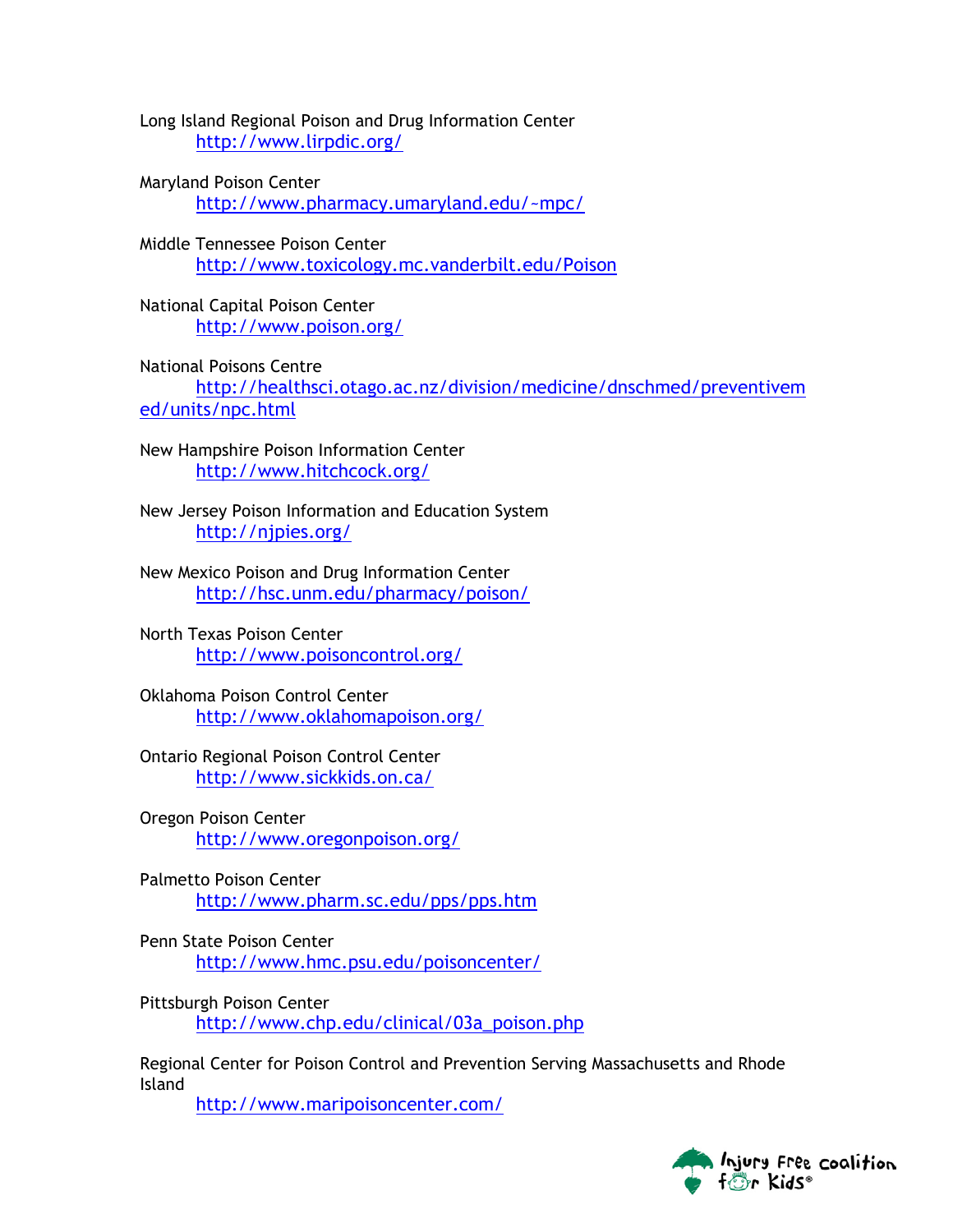Long Island Regional Poison and Drug Information Center
    http://www.lirpdic.org/

Maryland Poison Center
    http://www.pharmacy.umaryland.edu/~mpc/

Middle Tennessee Poison Center
    http://www.toxicology.mc.vanderbilt.edu/Poison

National Capital Poison Center
    http://www.poison.org/

National Poisons Centre
    http://healthsci.otago.ac.nz/division/medicine/dnschmed/preventivemed/units/npc.html

New Hampshire Poison Information Center
    http://www.hitchcock.org/

New Jersey Poison Information and Education System
    http://njpies.org/

New Mexico Poison and Drug Information Center
    http://hsc.unm.edu/pharmacy/poison/

North Texas Poison Center
    http://www.poisoncontrol.org/

Oklahoma Poison Control Center
    http://www.oklahomapoison.org/

Ontario Regional Poison Control Center
    http://www.sickkids.on.ca/

Oregon Poison Center
    http://www.oregonpoison.org/

Palmetto Poison Center
    http://www.pharm.sc.edu/pps/pps.htm

Penn State Poison Center
    http://www.hmc.psu.edu/poisoncenter/

Pittsburgh Poison Center
    http://www.chp.edu/clinical/03a_poison.php

Regional Center for Poison Control and Prevention Serving Massachusetts and Rhode Island
    http://www.maripoisoncenter.com/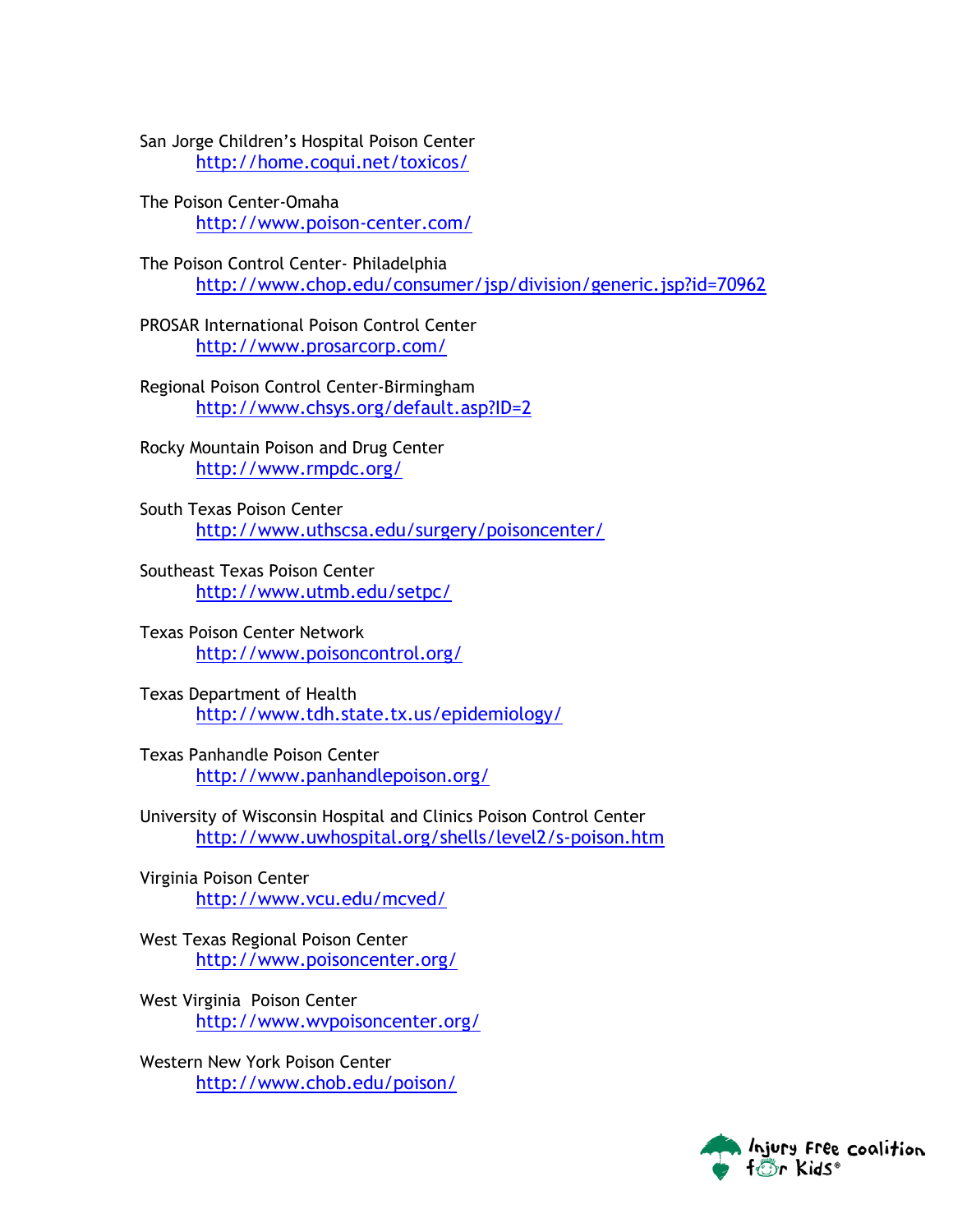San Jorge Children's Hospital Poison Center
    http://home.coqui.net/toxicos/

The Poison Center-Omaha
    http://www.poison-center.com/

The Poison Control Center- Philadelphia
    http://www.chop.edu/consumer/jsp/division/generic.jsp?id=70962

PROSAR International Poison Control Center
    http://www.prosarcorp.com/

Regional Poison Control Center-Birmingham
    http://www.chsys.org/default.asp?ID=2

Rocky Mountain Poison and Drug Center
    http://www.rmpdc.org/

South Texas Poison Center
    http://www.uthscsa.edu/surgery/poisoncenter/

Southeast Texas Poison Center
    http://www.utmb.edu/setpc/

Texas Poison Center Network
    http://www.poisoncontrol.org/

Texas Department of Health
    http://www.tdh.state.tx.us/epidemiology/

Texas Panhandle Poison Center
    http://www.panhandlepoison.org/

University of Wisconsin Hospital and Clinics Poison Control Center
    http://www.uwhospital.org/shells/level2/s-poison.htm

Virginia Poison Center
    http://www.vcu.edu/mcved/

West Texas Regional Poison Center
    http://www.poisoncenter.org/

West Virginia Poison Center
    http://www.wvpoisoncenter.org/

Western New York Poison Center
    http://www.chob.edu/poison/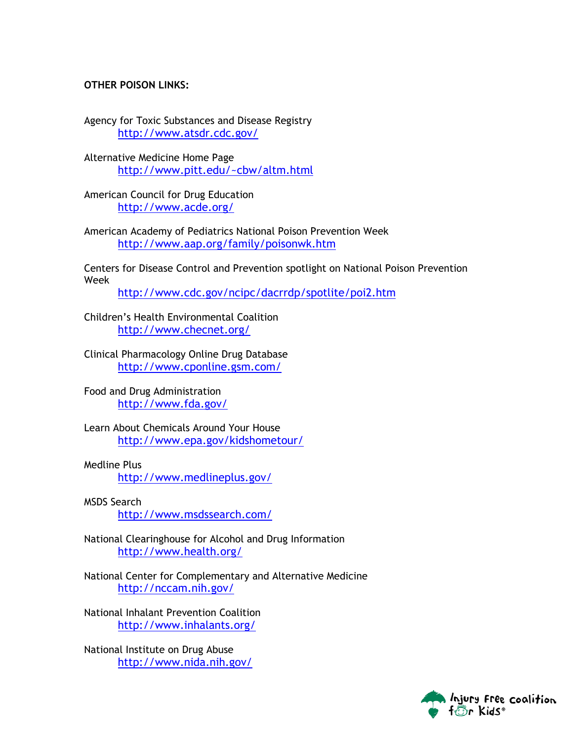**OTHER POISON LINKS:**

Agency for Toxic Substances and Disease Registry
http://www.atsdr.cdc.gov/

Alternative Medicine Home Page
http://www.pitt.edu/~cbw/altm.html

American Council for Drug Education
http://www.acde.org/

American Academy of Pediatrics National Poison Prevention Week
http://www.aap.org/family/poisonwk.htm

Centers for Disease Control and Prevention spotlight on National Poison Prevention Week
http://www.cdc.gov/ncipc/dacrrdp/spotlite/poi2.htm

Children's Health Environmental Coalition
http://www.checnet.org/

Clinical Pharmacology Online Drug Database
http://www.cponline.gsm.com/

Food and Drug Administration
http://www.fda.gov/

Learn About Chemicals Around Your House
http://www.epa.gov/kidshometour/

Medline Plus
http://www.medlineplus.gov/

MSDS Search
http://www.msdssearch.com/

National Clearinghouse for Alcohol and Drug Information
http://www.health.org/

National Center for Complementary and Alternative Medicine
http://nccam.nih.gov/

National Inhalant Prevention Coalition
http://www.inhalants.org/

National Institute on Drug Abuse
http://www.nida.nih.gov/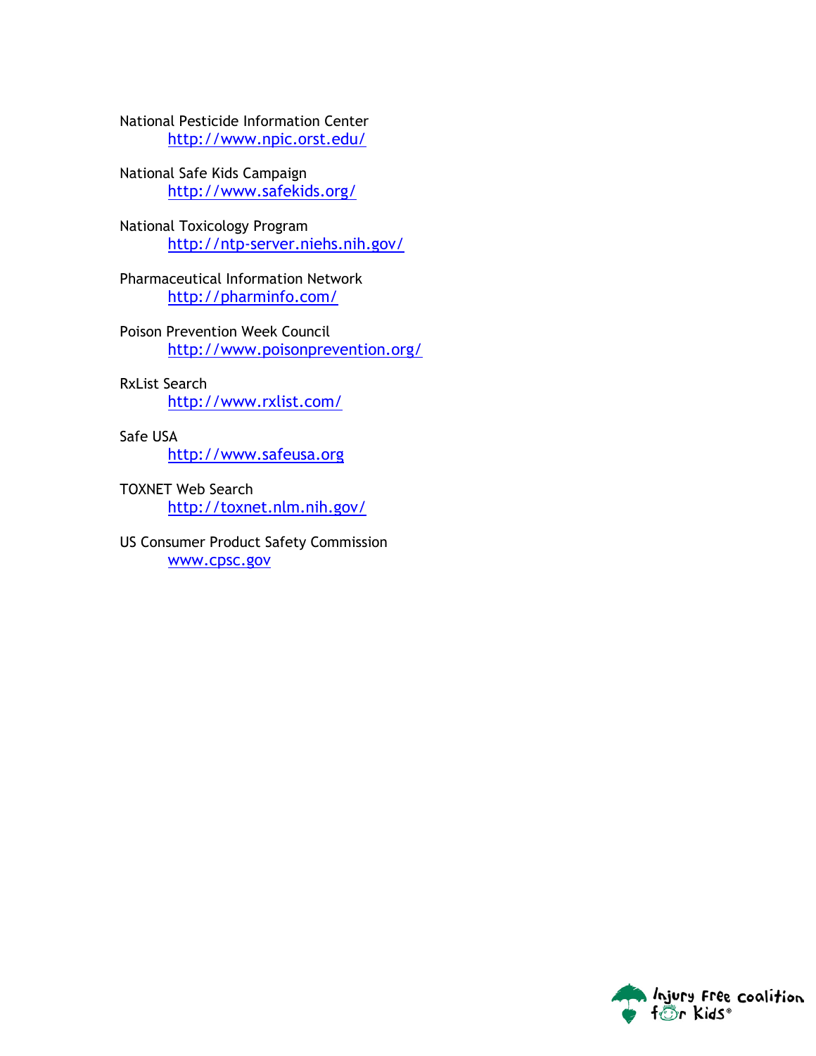National Pesticide Information Center
http://www.npic.orst.edu/

National Safe Kids Campaign
http://www.safekids.org/

National Toxicology Program
http://ntp-server.niehs.nih.gov/

Pharmaceutical Information Network
http://pharminfo.com/

Poison Prevention Week Council
http://www.poisonprevention.org/

RxList Search
http://www.rxlist.com/

Safe USA
http://www.safeusa.org

TOXNET Web Search
http://toxnet.nlm.nih.gov/

US Consumer Product Safety Commission
www.cpsc.gov

Injury Free Coalition for Kids®